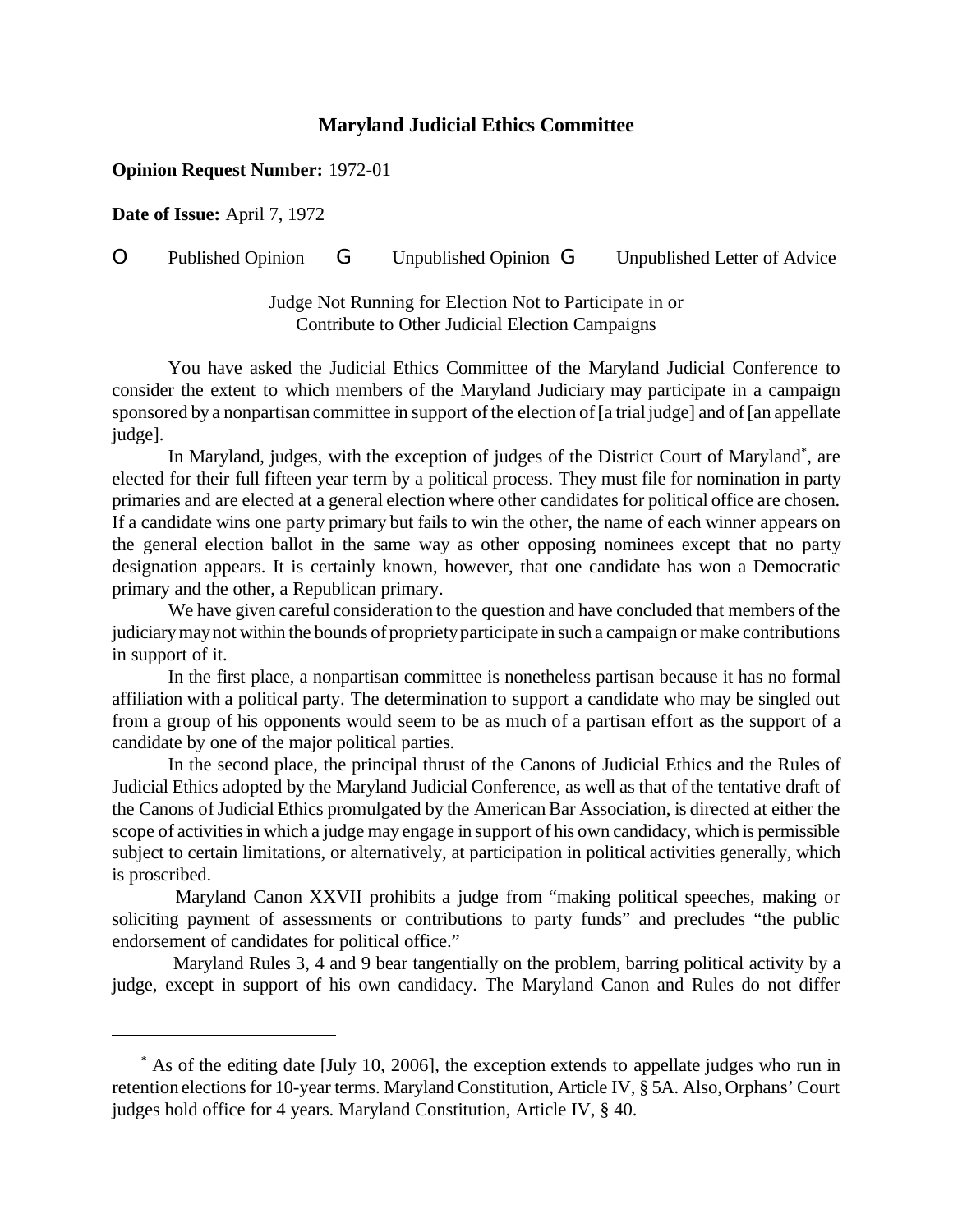## Maryland Judicial Ethics Committee

**Opinion Request Number:** 1972-01

**Date of Issue:** April 7, 1972

O Published Opinion G Unpublished Opinion G Unpublished Letter of Advice

Judge Not Running for Election Not to Participate in or
Contribute to Other Judicial Election Campaigns

You have asked the Judicial Ethics Committee of the Maryland Judicial Conference to consider the extent to which members of the Maryland Judiciary may participate in a campaign sponsored by a nonpartisan committee in support of the election of [a trial judge] and of [an appellate judge].

In Maryland, judges, with the exception of judges of the District Court of Maryland*, are elected for their full fifteen year term by a political process. They must file for nomination in party primaries and are elected at a general election where other candidates for political office are chosen. If a candidate wins one party primary but fails to win the other, the name of each winner appears on the general election ballot in the same way as other opposing nominees except that no party designation appears. It is certainly known, however, that one candidate has won a Democratic primary and the other, a Republican primary.

We have given careful consideration to the question and have concluded that members of the judiciary may not within the bounds of propriety participate in such a campaign or make contributions in support of it.

In the first place, a nonpartisan committee is nonetheless partisan because it has no formal affiliation with a political party. The determination to support a candidate who may be singled out from a group of his opponents would seem to be as much of a partisan effort as the support of a candidate by one of the major political parties.

In the second place, the principal thrust of the Canons of Judicial Ethics and the Rules of Judicial Ethics adopted by the Maryland Judicial Conference, as well as that of the tentative draft of the Canons of Judicial Ethics promulgated by the American Bar Association, is directed at either the scope of activities in which a judge may engage in support of his own candidacy, which is permissible subject to certain limitations, or alternatively, at participation in political activities generally, which is proscribed.

Maryland Canon XXVII prohibits a judge from "making political speeches, making or soliciting payment of assessments or contributions to party funds" and precludes "the public endorsement of candidates for political office."

Maryland Rules 3, 4 and 9 bear tangentially on the problem, barring political activity by a judge, except in support of his own candidacy. The Maryland Canon and Rules do not differ

---

* As of the editing date [July 10, 2006], the exception extends to appellate judges who run in retention elections for 10-year terms. Maryland Constitution, Article IV, § 5A. Also, Orphans' Court judges hold office for 4 years. Maryland Constitution, Article IV, § 40.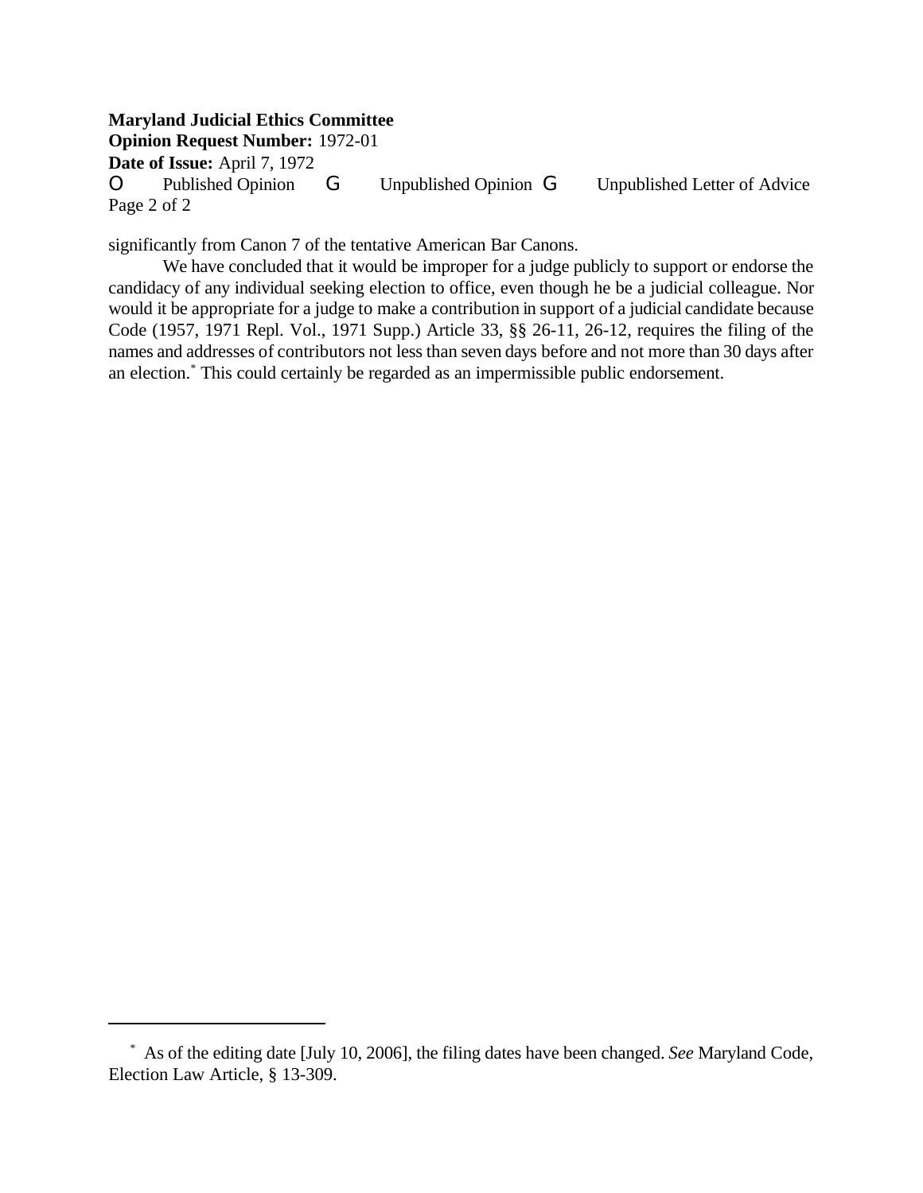significantly from Canon 7 of the tentative American Bar Canons.

We have concluded that it would be improper for a judge publicly to support or endorse the candidacy of any individual seeking election to office, even though he be a judicial colleague. Nor would it be appropriate for a judge to make a contribution in support of a judicial candidate because Code (1957, 1971 Repl. Vol., 1971 Supp.) Article 33, §§ 26-11, 26-12, requires the filing of the names and addresses of contributors not less than seven days before and not more than 30 days after an election.[*] This could certainly be regarded as an impermissible public endorsement.

---

[*] As of the editing date [July 10, 2006], the filing dates have been changed. *See* Maryland Code, Election Law Article, § 13-309.